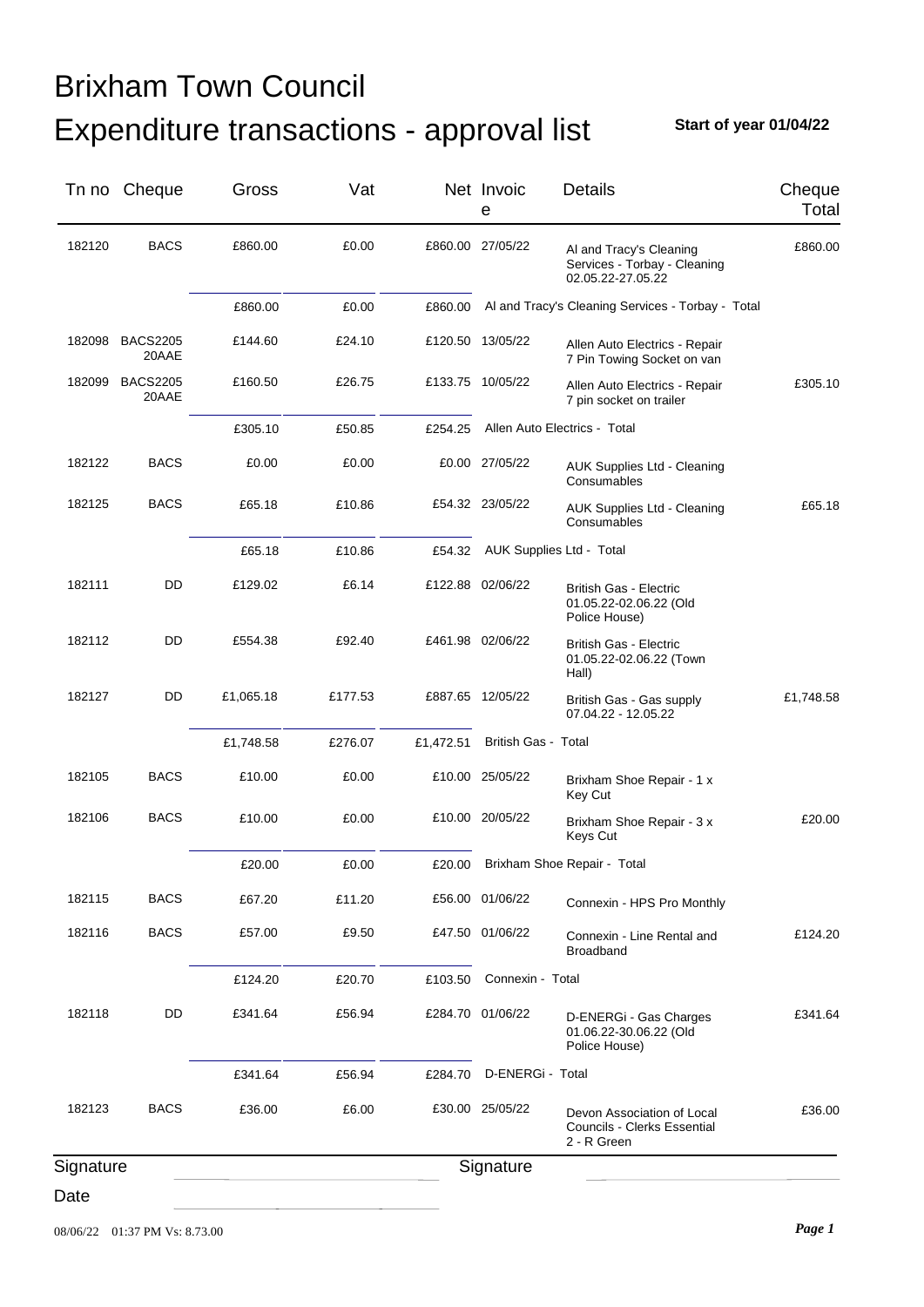# Brixham Town Council

# Expenditure transactions - approval list

**Start of year 01/04/22**

| Tn no | Cheque | Gross | Vat | Net | Invoice | Details | Cheque Total |
|---|---|---|---|---|---|---|---|
| 182120 | BACS | £860.00 | £0.00 | £860.00 | 27/05/22 | Al and Tracy's Cleaning Services - Torbay - Cleaning 02.05.22-27.05.22 | £860.00 |
| | | £860.00 | £0.00 | £860.00 | | Al and Tracy's Cleaning Services - Torbay - Total | |
| 182098 | BACS220520AAE | £144.60 | £24.10 | £120.50 | 13/05/22 | Allen Auto Electrics - Repair 7 Pin Towing Socket on van | |
| 182099 | BACS220520AAE | £160.50 | £26.75 | £133.75 | 10/05/22 | Allen Auto Electrics - Repair 7 pin socket on trailer | £305.10 |
| | | £305.10 | £50.85 | £254.25 | | Allen Auto Electrics - Total | |
| 182122 | BACS | £0.00 | £0.00 | £0.00 | 27/05/22 | AUK Supplies Ltd - Cleaning Consumables | |
| 182125 | BACS | £65.18 | £10.86 | £54.32 | 23/05/22 | AUK Supplies Ltd - Cleaning Consumables | £65.18 |
| | | £65.18 | £10.86 | £54.32 | | AUK Supplies Ltd - Total | |
| 182111 | DD | £129.02 | £6.14 | £122.88 | 02/06/22 | British Gas - Electric 01.05.22-02.06.22 (Old Police House) | |
| 182112 | DD | £554.38 | £92.40 | £461.98 | 02/06/22 | British Gas - Electric 01.05.22-02.06.22 (Town Hall) | |
| 182127 | DD | £1,065.18 | £177.53 | £887.65 | 12/05/22 | British Gas - Gas supply 07.04.22 - 12.05.22 | £1,748.58 |
| | | £1,748.58 | £276.07 | £1,472.51 | | British Gas - Total | |
| 182105 | BACS | £10.00 | £0.00 | £10.00 | 25/05/22 | Brixham Shoe Repair - 1 x Key Cut | |
| 182106 | BACS | £10.00 | £0.00 | £10.00 | 20/05/22 | Brixham Shoe Repair - 3 x Keys Cut | £20.00 |
| | | £20.00 | £0.00 | £20.00 | | Brixham Shoe Repair - Total | |
| 182115 | BACS | £67.20 | £11.20 | £56.00 | 01/06/22 | Connexin - HPS Pro Monthly | |
| 182116 | BACS | £57.00 | £9.50 | £47.50 | 01/06/22 | Connexin - Line Rental and Broadband | £124.20 |
| | | £124.20 | £20.70 | £103.50 | | Connexin - Total | |
| 182118 | DD | £341.64 | £56.94 | £284.70 | 01/06/22 | D-ENERGi - Gas Charges 01.06.22-30.06.22 (Old Police House) | £341.64 |
| | | £341.64 | £56.94 | £284.70 | | D-ENERGi - Total | |
| 182123 | BACS | £36.00 | £6.00 | £30.00 | 25/05/22 | Devon Association of Local Councils - Clerks Essential 2 - R Green | £36.00 |

Signature &nbsp;&nbsp;&nbsp;&nbsp;&nbsp;&nbsp;&nbsp;&nbsp; Signature

Date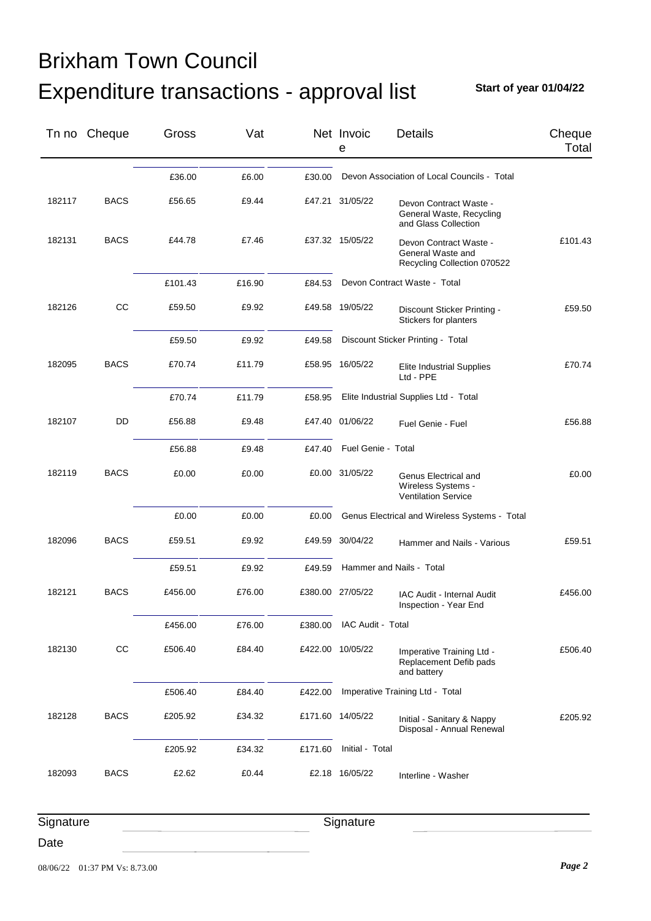# Brixham Town Council

# Expenditure transactions - approval list

**Start of year 01/04/22**

| Tn no | Cheque | Gross | Vat | Net | Invoice | Details | Cheque Total |
|---|---|---|---|---|---|---|---|
| | | £36.00 | £6.00 | £30.00 | Devon Association of Local Councils - Total | | |
| 182117 | BACS | £56.65 | £9.44 | £47.21 | 31/05/22 | Devon Contract Waste - General Waste, Recycling and Glass Collection | |
| 182131 | BACS | £44.78 | £7.46 | £37.32 | 15/05/22 | Devon Contract Waste - General Waste and Recycling Collection 070522 | £101.43 |
| | | £101.43 | £16.90 | £84.53 | Devon Contract Waste - Total | | |
| 182126 | CC | £59.50 | £9.92 | £49.58 | 19/05/22 | Discount Sticker Printing - Stickers for planters | £59.50 |
| | | £59.50 | £9.92 | £49.58 | Discount Sticker Printing - Total | | |
| 182095 | BACS | £70.74 | £11.79 | £58.95 | 16/05/22 | Elite Industrial Supplies Ltd - PPE | £70.74 |
| | | £70.74 | £11.79 | £58.95 | Elite Industrial Supplies Ltd - Total | | |
| 182107 | DD | £56.88 | £9.48 | £47.40 | 01/06/22 | Fuel Genie - Fuel | £56.88 |
| | | £56.88 | £9.48 | £47.40 | Fuel Genie - Total | | |
| 182119 | BACS | £0.00 | £0.00 | £0.00 | 31/05/22 | Genus Electrical and Wireless Systems - Ventilation Service | £0.00 |
| | | £0.00 | £0.00 | £0.00 | Genus Electrical and Wireless Systems - Total | | |
| 182096 | BACS | £59.51 | £9.92 | £49.59 | 30/04/22 | Hammer and Nails - Various | £59.51 |
| | | £59.51 | £9.92 | £49.59 | Hammer and Nails - Total | | |
| 182121 | BACS | £456.00 | £76.00 | £380.00 | 27/05/22 | IAC Audit - Internal Audit Inspection - Year End | £456.00 |
| | | £456.00 | £76.00 | £380.00 | IAC Audit - Total | | |
| 182130 | CC | £506.40 | £84.40 | £422.00 | 10/05/22 | Imperative Training Ltd - Replacement Defib pads and battery | £506.40 |
| | | £506.40 | £84.40 | £422.00 | Imperative Training Ltd - Total | | |
| 182128 | BACS | £205.92 | £34.32 | £171.60 | 14/05/22 | Initial - Sanitary & Nappy Disposal - Annual Renewal | £205.92 |
| | | £205.92 | £34.32 | £171.60 | Initial - Total | | |
| 182093 | BACS | £2.62 | £0.44 | £2.18 | 16/05/22 | Interline - Washer | |

Signature ____________________ Signature ____________________

Date ____________________

08/06/22 01:37 PM Vs: 8.73.00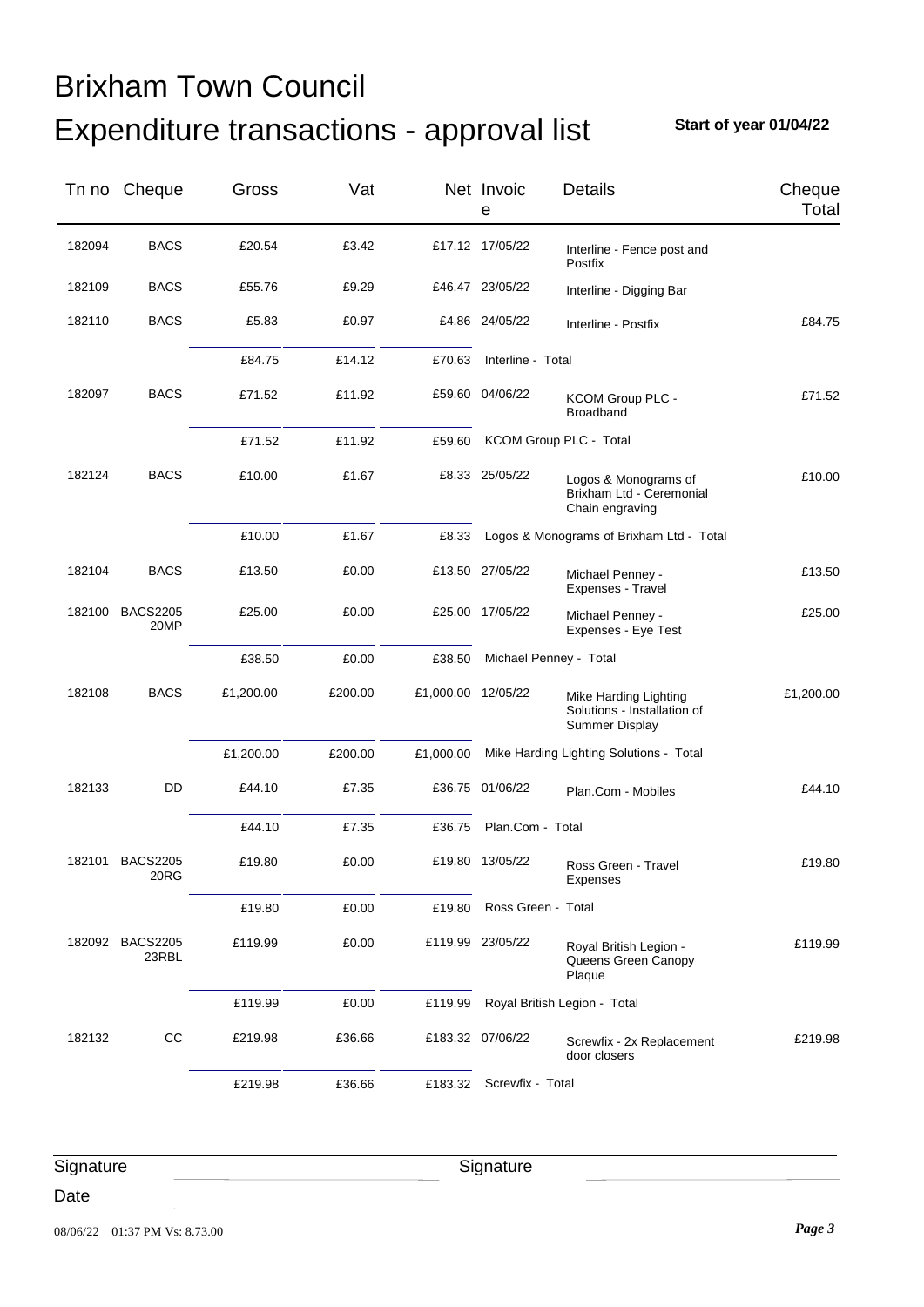# Brixham Town Council

## Expenditure transactions - approval list

**Start of year 01/04/22**

| Tn no | Cheque | Gross | Vat | Net | Invoice | Details | Cheque Total |
|---|---|---|---|---|---|---|---|
| 182094 | BACS | £20.54 | £3.42 | £17.12 | 17/05/22 | Interline - Fence post and Postfix | |
| 182109 | BACS | £55.76 | £9.29 | £46.47 | 23/05/22 | Interline - Digging Bar | |
| 182110 | BACS | £5.83 | £0.97 | £4.86 | 24/05/22 | Interline - Postfix | £84.75 |
| | | £84.75 | £14.12 | £70.63 | Interline - Total | | |
| 182097 | BACS | £71.52 | £11.92 | £59.60 | 04/06/22 | KCOM Group PLC - Broadband | £71.52 |
| | | £71.52 | £11.92 | £59.60 | KCOM Group PLC - Total | | |
| 182124 | BACS | £10.00 | £1.67 | £8.33 | 25/05/22 | Logos & Monograms of Brixham Ltd - Ceremonial Chain engraving | £10.00 |
| | | £10.00 | £1.67 | £8.33 | Logos & Monograms of Brixham Ltd - Total | | |
| 182104 | BACS | £13.50 | £0.00 | £13.50 | 27/05/22 | Michael Penney - Expenses - Travel | £13.50 |
| 182100 | BACS220520MP | £25.00 | £0.00 | £25.00 | 17/05/22 | Michael Penney - Expenses - Eye Test | £25.00 |
| | | £38.50 | £0.00 | £38.50 | Michael Penney - Total | | |
| 182108 | BACS | £1,200.00 | £200.00 | £1,000.00 | 12/05/22 | Mike Harding Lighting Solutions - Installation of Summer Display | £1,200.00 |
| | | £1,200.00 | £200.00 | £1,000.00 | Mike Harding Lighting Solutions - Total | | |
| 182133 | DD | £44.10 | £7.35 | £36.75 | 01/06/22 | Plan.Com - Mobiles | £44.10 |
| | | £44.10 | £7.35 | £36.75 | Plan.Com - Total | | |
| 182101 | BACS220520RG | £19.80 | £0.00 | £19.80 | 13/05/22 | Ross Green - Travel Expenses | £19.80 |
| | | £19.80 | £0.00 | £19.80 | Ross Green - Total | | |
| 182092 | BACS220523RBL | £119.99 | £0.00 | £119.99 | 23/05/22 | Royal British Legion - Queens Green Canopy Plaque | £119.99 |
| | | £119.99 | £0.00 | £119.99 | Royal British Legion - Total | | |
| 182132 | CC | £219.98 | £36.66 | £183.32 | 07/06/22 | Screwfix - 2x Replacement door closers | £219.98 |
| | | £219.98 | £36.66 | £183.32 | Screwfix - Total | | |

Signature ____________________ Signature ____________________

Date ____________________

08/06/22 01:37 PM Vs: 8.73.00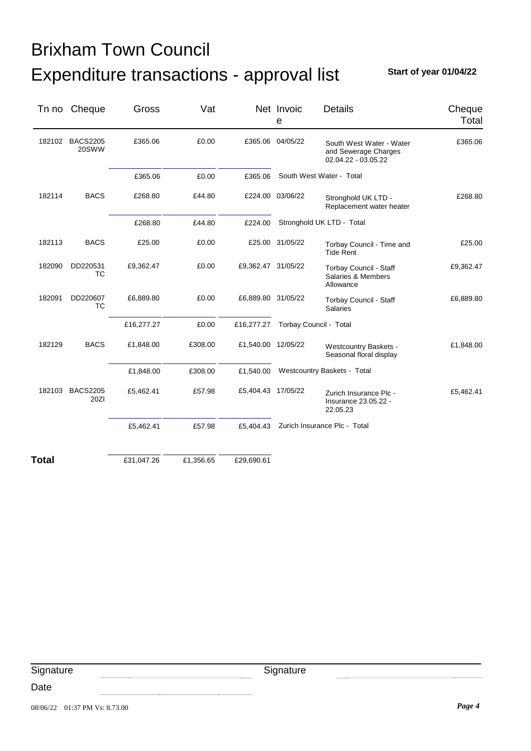# Brixham Town Council

## Expenditure transactions - approval list

**Start of year 01/04/22**

| Tn no | Cheque | Gross | Vat | Net | Invoice | Details | Cheque Total |
|---|---|---|---|---|---|---|---|
| 182102 | BACS220520SWW | £365.06 | £0.00 | £365.06 | 04/05/22 | South West Water - Water and Sewerage Charges 02.04.22 - 03.05.22 | £365.06 |
| | | £365.06 | £0.00 | £365.06 | South West Water - Total | | |
| 182114 | BACS | £268.80 | £44.80 | £224.00 | 03/06/22 | Stronghold UK LTD - Replacement water heater | £268.80 |
| | | £268.80 | £44.80 | £224.00 | Stronghold UK LTD - Total | | |
| 182113 | BACS | £25.00 | £0.00 | £25.00 | 31/05/22 | Torbay Council - Time and Tide Rent | £25.00 |
| 182090 | DD220531TC | £9,362.47 | £0.00 | £9,362.47 | 31/05/22 | Torbay Council - Staff Salaries & Members Allowance | £9,362.47 |
| 182091 | DD220607TC | £6,889.80 | £0.00 | £6,889.80 | 31/05/22 | Torbay Council - Staff Salaries | £6,889.80 |
| | | £16,277.27 | £0.00 | £16,277.27 | Torbay Council - Total | | |
| 182129 | BACS | £1,848.00 | £308.00 | £1,540.00 | 12/05/22 | Westcountry Baskets - Seasonal floral display | £1,848.00 |
| | | £1,848.00 | £308.00 | £1,540.00 | Westcountry Baskets - Total | | |
| 182103 | BACS220520ZI | £5,462.41 | £57.98 | £5,404.43 | 17/05/22 | Zurich Insurance Plc - Insurance 23.05.22 - 22.05.23 | £5,462.41 |
| | | £5,462.41 | £57.98 | £5,404.43 | Zurich Insurance Plc - Total | | |
| **Total** | | £31,047.26 | £1,356.65 | £29,690.61 | | | |

Signature ______________________ Signature ______________________

Date ______________________

08/06/22 01:37 PM Vs: 8.73.00